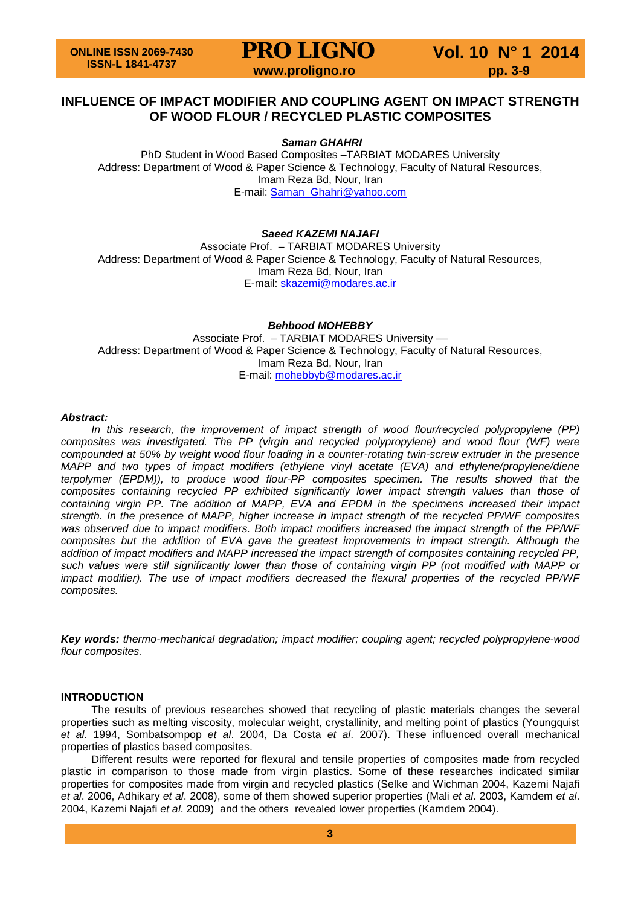# INFLUENCE OF IMPACT MODIFIER AND COUPLING AGENT ON IMPACT STRENGTH OF WOOD FLOUR / RECYCLED PLASTIC COMPOSITES

***Saman GHAHRI***

PhD Student in Wood Based Composites –TARBIAT MODARES University
Address: Department of Wood & Paper Science & Technology, Faculty of Natural Resources, Imam Reza Bd, Nour, Iran
E-mail: Saman_Ghahri@yahoo.com

***Saeed KAZEMI NAJAFI***

Associate Prof. – TARBIAT MODARES University
Address: Department of Wood & Paper Science & Technology, Faculty of Natural Resources, Imam Reza Bd, Nour, Iran
E-mail: skazemi@modares.ac.ir

***Behbood MOHEBBY***

Associate Prof. – TARBIAT MODARES University —
Address: Department of Wood & Paper Science & Technology, Faculty of Natural Resources, Imam Reza Bd, Nour, Iran
E-mail: mohebbyb@modares.ac.ir

***Abstract:***

*In this research, the improvement of impact strength of wood flour/recycled polypropylene (PP) composites was investigated. The PP (virgin and recycled polypropylene) and wood flour (WF) were compounded at 50% by weight wood flour loading in a counter-rotating twin-screw extruder in the presence MAPP and two types of impact modifiers (ethylene vinyl acetate (EVA) and ethylene/propylene/diene terpolymer (EPDM)), to produce wood flour-PP composites specimen. The results showed that the composites containing recycled PP exhibited significantly lower impact strength values than those of containing virgin PP. The addition of MAPP, EVA and EPDM in the specimens increased their impact strength. In the presence of MAPP, higher increase in impact strength of the recycled PP/WF composites was observed due to impact modifiers. Both impact modifiers increased the impact strength of the PP/WF composites but the addition of EVA gave the greatest improvements in impact strength. Although the addition of impact modifiers and MAPP increased the impact strength of composites containing recycled PP, such values were still significantly lower than those of containing virgin PP (not modified with MAPP or impact modifier). The use of impact modifiers decreased the flexural properties of the recycled PP/WF composites.*

***Key words:*** *thermo-mechanical degradation; impact modifier; coupling agent; recycled polypropylene-wood flour composites.*

## INTRODUCTION

The results of previous researches showed that recycling of plastic materials changes the several properties such as melting viscosity, molecular weight, crystallinity, and melting point of plastics (Youngquist *et al*. 1994, Sombatsompop *et al*. 2004, Da Costa *et al*. 2007). These influenced overall mechanical properties of plastics based composites.

Different results were reported for flexural and tensile properties of composites made from recycled plastic in comparison to those made from virgin plastics. Some of these researches indicated similar properties for composites made from virgin and recycled plastics (Selke and Wichman 2004, Kazemi Najafi *et al*. 2006, Adhikary *et al*. 2008), some of them showed superior properties (Mali *et al*. 2003, Kamdem *et al*. 2004, Kazemi Najafi *et al*. 2009) and the others revealed lower properties (Kamdem 2004).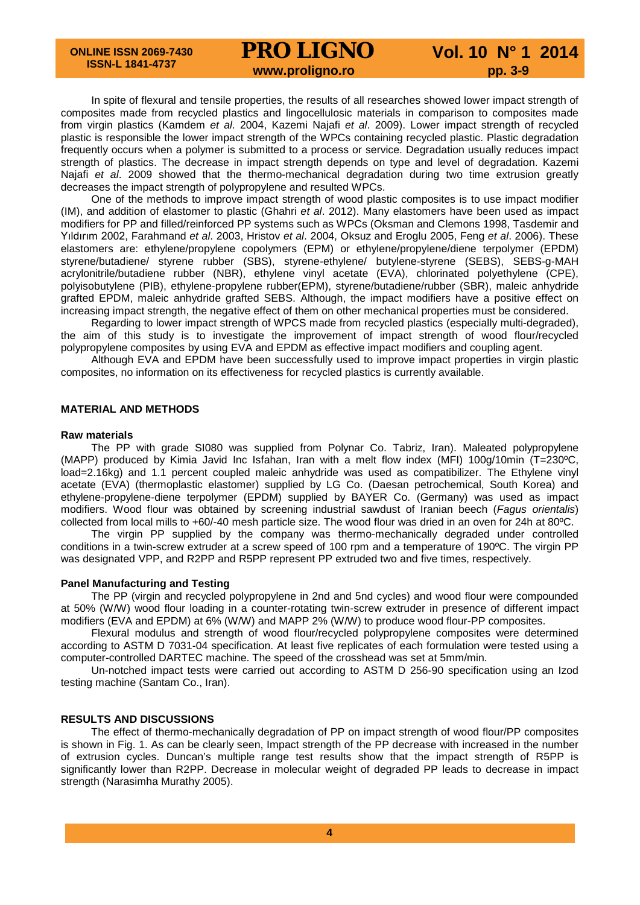In spite of flexural and tensile properties, the results of all researches showed lower impact strength of composites made from recycled plastics and lingocellulosic materials in comparison to composites made from virgin plastics (Kamdem *et al*. 2004, Kazemi Najafi *et al*. 2009). Lower impact strength of recycled plastic is responsible the lower impact strength of the WPCs containing recycled plastic. Plastic degradation frequently occurs when a polymer is submitted to a process or service. Degradation usually reduces impact strength of plastics. The decrease in impact strength depends on type and level of degradation. Kazemi Najafi *et al*. 2009 showed that the thermo-mechanical degradation during two time extrusion greatly decreases the impact strength of polypropylene and resulted WPCs.

One of the methods to improve impact strength of wood plastic composites is to use impact modifier (IM), and addition of elastomer to plastic (Ghahri *et al*. 2012). Many elastomers have been used as impact modifiers for PP and filled/reinforced PP systems such as WPCs (Oksman and Clemons 1998, Tasdemir and Yıldırım 2002, Farahmand *et al*. 2003, Hristov *et al*. 2004, Oksuz and Eroglu 2005, Feng *et al*. 2006). These elastomers are: ethylene/propylene copolymers (EPM) or ethylene/propylene/diene terpolymer (EPDM) styrene/butadiene/ styrene rubber (SBS), styrene-ethylene/ butylene-styrene (SEBS), SEBS-g-MAH acrylonitrile/butadiene rubber (NBR), ethylene vinyl acetate (EVA), chlorinated polyethylene (CPE), polyisobutylene (PIB), ethylene-propylene rubber(EPM), styrene/butadiene/rubber (SBR), maleic anhydride grafted EPDM, maleic anhydride grafted SEBS. Although, the impact modifiers have a positive effect on increasing impact strength, the negative effect of them on other mechanical properties must be considered.

Regarding to lower impact strength of WPCS made from recycled plastics (especially multi-degraded), the aim of this study is to investigate the improvement of impact strength of wood flour/recycled polypropylene composites by using EVA and EPDM as effective impact modifiers and coupling agent.

Although EVA and EPDM have been successfully used to improve impact properties in virgin plastic composites, no information on its effectiveness for recycled plastics is currently available.

## MATERIAL AND METHODS

### Raw materials

The PP with grade SI080 was supplied from Polynar Co. Tabriz, Iran). Maleated polypropylene (MAPP) produced by Kimia Javid Inc Isfahan, Iran with a melt flow index (MFI) 100g/10min (T=230ºC, load=2.16kg) and 1.1 percent coupled maleic anhydride was used as compatibilizer. The Ethylene vinyl acetate (EVA) (thermoplastic elastomer) supplied by LG Co. (Daesan petrochemical, South Korea) and ethylene-propylene-diene terpolymer (EPDM) supplied by BAYER Co. (Germany) was used as impact modifiers. Wood flour was obtained by screening industrial sawdust of Iranian beech (*Fagus orientalis*) collected from local mills to +60/-40 mesh particle size. The wood flour was dried in an oven for 24h at 80ºC.

The virgin PP supplied by the company was thermo-mechanically degraded under controlled conditions in a twin-screw extruder at a screw speed of 100 rpm and a temperature of 190ºC. The virgin PP was designated VPP, and R2PP and R5PP represent PP extruded two and five times, respectively.

### Panel Manufacturing and Testing

The PP (virgin and recycled polypropylene in 2nd and 5nd cycles) and wood flour were compounded at 50% (W/W) wood flour loading in a counter-rotating twin-screw extruder in presence of different impact modifiers (EVA and EPDM) at 6% (W/W) and MAPP 2% (W/W) to produce wood flour-PP composites.

Flexural modulus and strength of wood flour/recycled polypropylene composites were determined according to ASTM D 7031-04 specification. At least five replicates of each formulation were tested using a computer-controlled DARTEC machine. The speed of the crosshead was set at 5mm/min.

Un-notched impact tests were carried out according to ASTM D 256-90 specification using an Izod testing machine (Santam Co., Iran).

## RESULTS AND DISCUSSIONS

The effect of thermo-mechanically degradation of PP on impact strength of wood flour/PP composites is shown in Fig. 1. As can be clearly seen, Impact strength of the PP decrease with increased in the number of extrusion cycles. Duncan's multiple range test results show that the impact strength of R5PP is significantly lower than R2PP. Decrease in molecular weight of degraded PP leads to decrease in impact strength (Narasimha Murathy 2005).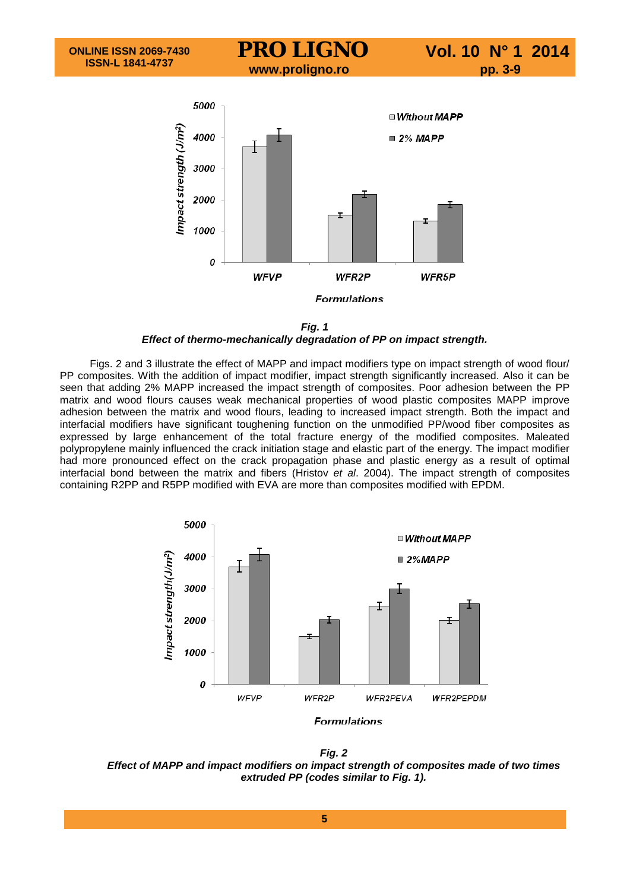*Fig. 1*
***Effect of thermo-mechanically degradation of PP on impact strength.***

Figs. 2 and 3 illustrate the effect of MAPP and impact modifiers type on impact strength of wood flour/ PP composites. With the addition of impact modifier, impact strength significantly increased. Also it can be seen that adding 2% MAPP increased the impact strength of composites. Poor adhesion between the PP matrix and wood flours causes weak mechanical properties of wood plastic composites MAPP improve adhesion between the matrix and wood flours, leading to increased impact strength. Both the impact and interfacial modifiers have significant toughening function on the unmodified PP/wood fiber composites as expressed by large enhancement of the total fracture energy of the modified composites. Maleated polypropylene mainly influenced the crack initiation stage and elastic part of the energy. The impact modifier had more pronounced effect on the crack propagation phase and plastic energy as a result of optimal interfacial bond between the matrix and fibers (Hristov *et al*. 2004). The impact strength of composites containing R2PP and R5PP modified with EVA are more than composites modified with EPDM.

*Fig. 2*
***Effect of MAPP and impact modifiers on impact strength of composites made of two times extruded PP (codes similar to Fig. 1).***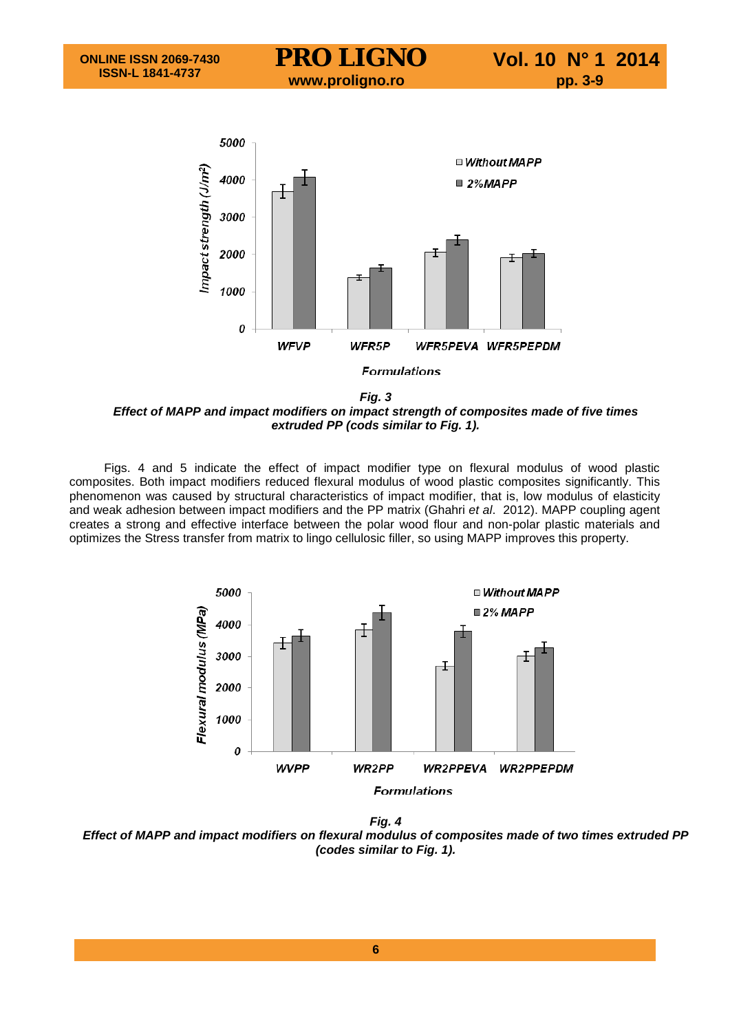*Fig. 3*
***Effect of MAPP and impact modifiers on impact strength of composites made of five times extruded PP (cods similar to Fig. 1).***

Figs. 4 and 5 indicate the effect of impact modifier type on flexural modulus of wood plastic composites. Both impact modifiers reduced flexural modulus of wood plastic composites significantly. This phenomenon was caused by structural characteristics of impact modifier, that is, low modulus of elasticity and weak adhesion between impact modifiers and the PP matrix (Ghahri *et al*. 2012). MAPP coupling agent creates a strong and effective interface between the polar wood flour and non-polar plastic materials and optimizes the Stress transfer from matrix to lingo cellulosic filler, so using MAPP improves this property.

*Fig. 4*
***Effect of MAPP and impact modifiers on flexural modulus of composites made of two times extruded PP (codes similar to Fig. 1).***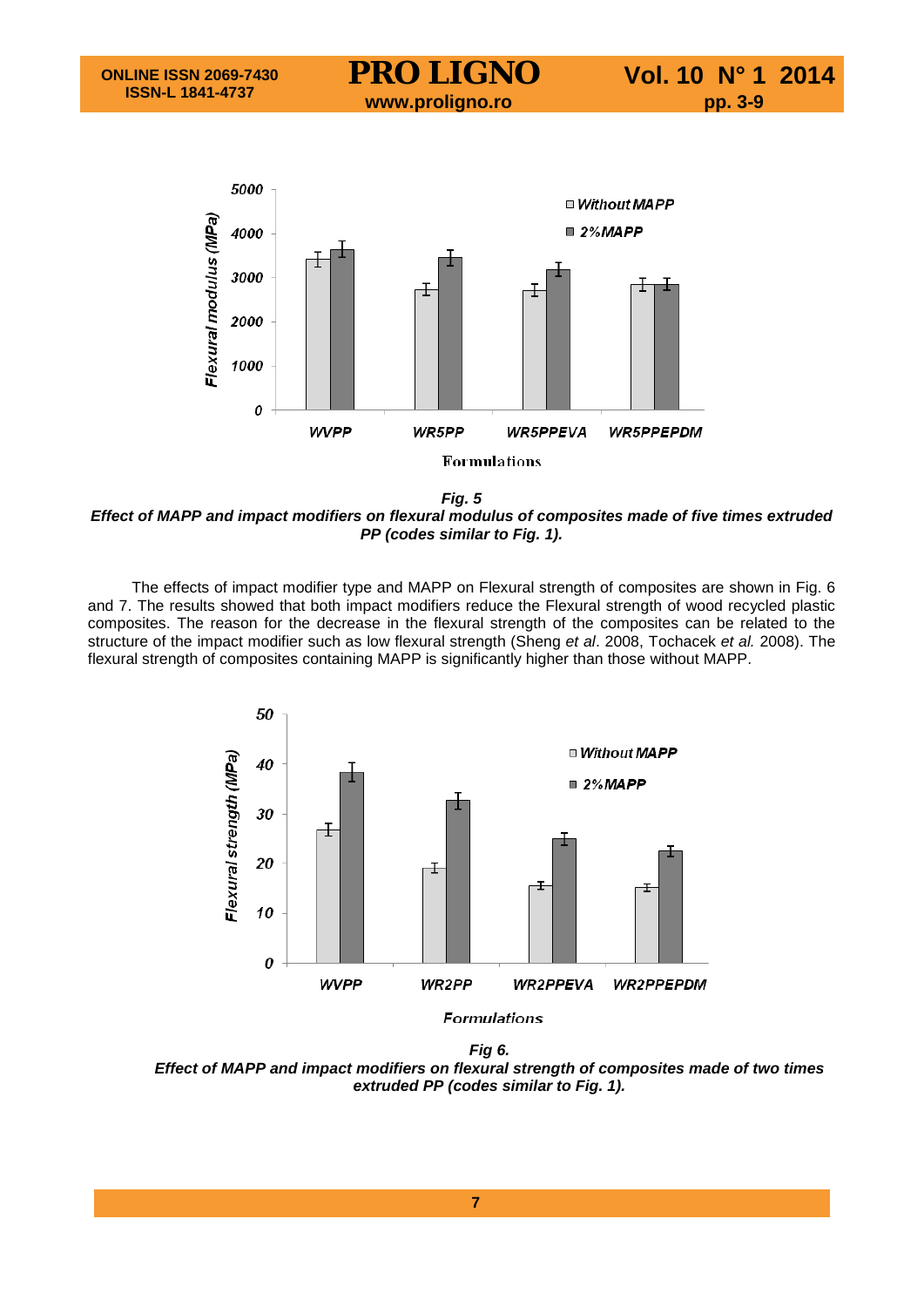*Fig. 5*
***Effect of MAPP and impact modifiers on flexural modulus of composites made of five times extruded PP (codes similar to Fig. 1).***

The effects of impact modifier type and MAPP on Flexural strength of composites are shown in Fig. 6 and 7. The results showed that both impact modifiers reduce the Flexural strength of wood recycled plastic composites. The reason for the decrease in the flexural strength of the composites can be related to the structure of the impact modifier such as low flexural strength (Sheng *et al*. 2008, Tochacek *et al.* 2008). The flexural strength of composites containing MAPP is significantly higher than those without MAPP.

*Fig 6.*
***Effect of MAPP and impact modifiers on flexural strength of composites made of two times extruded PP (codes similar to Fig. 1).***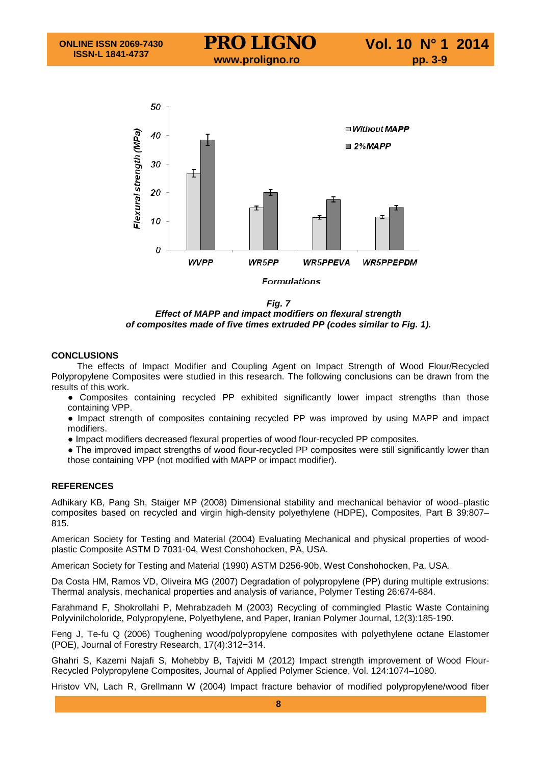*Fig. 7*
***Effect of MAPP and impact modifiers on flexural strength of composites made of five times extruded PP (codes similar to Fig. 1).***

## CONCLUSIONS

The effects of Impact Modifier and Coupling Agent on Impact Strength of Wood Flour/Recycled Polypropylene Composites were studied in this research. The following conclusions can be drawn from the results of this work.

- Composites containing recycled PP exhibited significantly lower impact strengths than those containing VPP.
- Impact strength of composites containing recycled PP was improved by using MAPP and impact modifiers.
- Impact modifiers decreased flexural properties of wood flour-recycled PP composites.
- The improved impact strengths of wood flour-recycled PP composites were still significantly lower than those containing VPP (not modified with MAPP or impact modifier).

## REFERENCES

Adhikary KB, Pang Sh, Staiger MP (2008) Dimensional stability and mechanical behavior of wood–plastic composites based on recycled and virgin high-density polyethylene (HDPE), Composites, Part B 39:807–815.

American Society for Testing and Material (2004) Evaluating Mechanical and physical properties of wood-plastic Composite ASTM D 7031-04, West Conshohocken, PA, USA.

American Society for Testing and Material (1990) ASTM D256-90b, West Conshohocken, Pa. USA.

Da Costa HM, Ramos VD, Oliveira MG (2007) Degradation of polypropylene (PP) during multiple extrusions: Thermal analysis, mechanical properties and analysis of variance, Polymer Testing 26:674-684.

Farahmand F, Shokrollahi P, Mehrabzadeh M (2003) Recycling of commingled Plastic Waste Containing Polyvinilcholoride, Polypropylene, Polyethylene, and Paper, Iranian Polymer Journal, 12(3):185-190.

Feng J, Te-fu Q (2006) Toughening wood/polypropylene composites with polyethylene octane Elastomer (POE), Journal of Forestry Research, 17(4):312−314.

Ghahri S, Kazemi Najafi S, Mohebby B, Tajvidi M (2012) Impact strength improvement of Wood Flour-Recycled Polypropylene Composites, Journal of Applied Polymer Science, Vol. 124:1074–1080.

Hristov VN, Lach R, Grellmann W (2004) Impact fracture behavior of modified polypropylene/wood fiber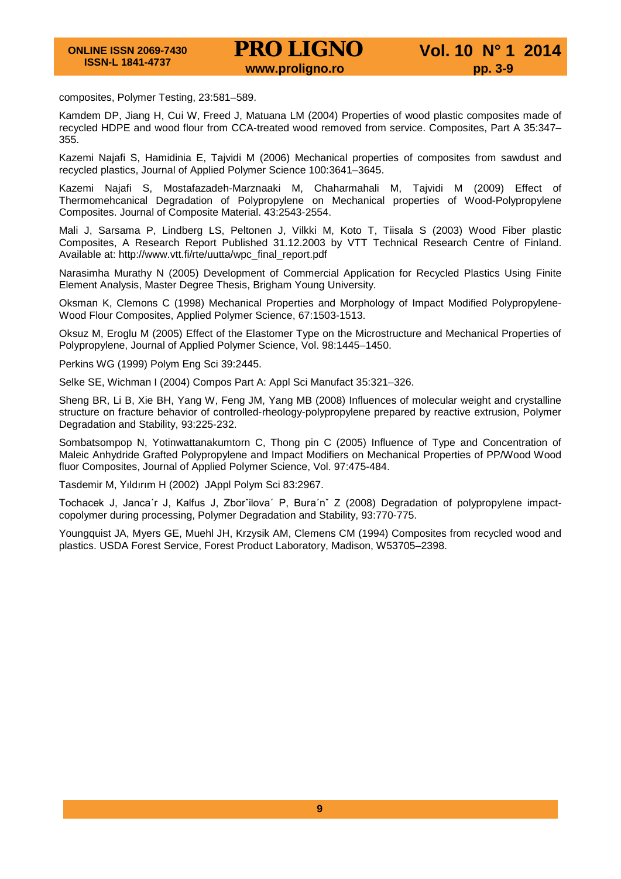composites, Polymer Testing, 23:581–589.

Kamdem DP, Jiang H, Cui W, Freed J, Matuana LM (2004) Properties of wood plastic composites made of recycled HDPE and wood flour from CCA-treated wood removed from service. Composites, Part A 35:347–355.

Kazemi Najafi S, Hamidinia E, Tajvidi M (2006) Mechanical properties of composites from sawdust and recycled plastics, Journal of Applied Polymer Science 100:3641–3645.

Kazemi Najafi S, Mostafazadeh-Marznaaki M, Chaharmahali M, Tajvidi M (2009) Effect of Thermomehcanical Degradation of Polypropylene on Mechanical properties of Wood-Polypropylene Composites. Journal of Composite Material. 43:2543-2554.

Mali J, Sarsama P, Lindberg LS, Peltonen J, Vilkki M, Koto T, Tiisala S (2003) Wood Fiber plastic Composites, A Research Report Published 31.12.2003 by VTT Technical Research Centre of Finland. Available at: http://www.vtt.fi/rte/uutta/wpc_final_report.pdf

Narasimha Murathy N (2005) Development of Commercial Application for Recycled Plastics Using Finite Element Analysis, Master Degree Thesis, Brigham Young University.

Oksman K, Clemons C (1998) Mechanical Properties and Morphology of Impact Modified Polypropylene-Wood Flour Composites, Applied Polymer Science, 67:1503-1513.

Oksuz M, Eroglu M (2005) Effect of the Elastomer Type on the Microstructure and Mechanical Properties of Polypropylene, Journal of Applied Polymer Science, Vol. 98:1445–1450.

Perkins WG (1999) Polym Eng Sci 39:2445.

Selke SE, Wichman I (2004) Compos Part A: Appl Sci Manufact 35:321–326.

Sheng BR, Li B, Xie BH, Yang W, Feng JM, Yang MB (2008) Influences of molecular weight and crystalline structure on fracture behavior of controlled-rheology-polypropylene prepared by reactive extrusion, Polymer Degradation and Stability, 93:225-232.

Sombatsompop N, Yotinwattanakumtorn C, Thong pin C (2005) Influence of Type and Concentration of Maleic Anhydride Grafted Polypropylene and Impact Modifiers on Mechanical Properties of PP/Wood Wood fluor Composites, Journal of Applied Polymer Science, Vol. 97:475-484.

Tasdemir M, Yıldırım H (2002) JAppl Polym Sci 83:2967.

Tochacek J, Janca´r J, Kalfus J, Zborˇilova´ P, Bura´nˇ Z (2008) Degradation of polypropylene impact-copolymer during processing, Polymer Degradation and Stability, 93:770-775.

Youngquist JA, Myers GE, Muehl JH, Krzysik AM, Clemens CM (1994) Composites from recycled wood and plastics. USDA Forest Service, Forest Product Laboratory, Madison, W53705–2398.